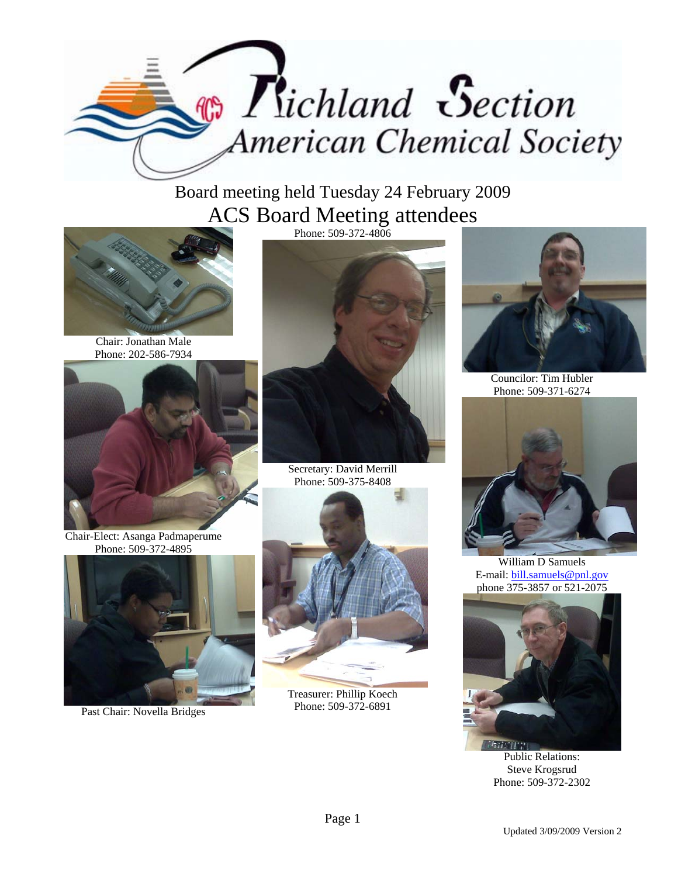# Richland Section American Chemical Society

## Board meeting held Tuesday 24 February 2009

## ACS Board Meeting attendees

Chair: Jonathan Male
Phone: 202-586-7934

Chair-Elect: Asanga Padmaperume
Phone: 509-372-4895

Past Chair: Novella Bridges

Phone: 509-372-4806

Secretary: David Merrill
Phone: 509-375-8408

Treasurer: Phillip Koech
Phone: 509-372-6891

Councilor: Tim Hubler
Phone: 509-371-6274

William D Samuels
E-mail: bill.samuels@pnl.gov
phone 375-3857 or 521-2075

Public Relations:
Steve Krogsrud
Phone: 509-372-2302

Updated 3/09/2009 Version 2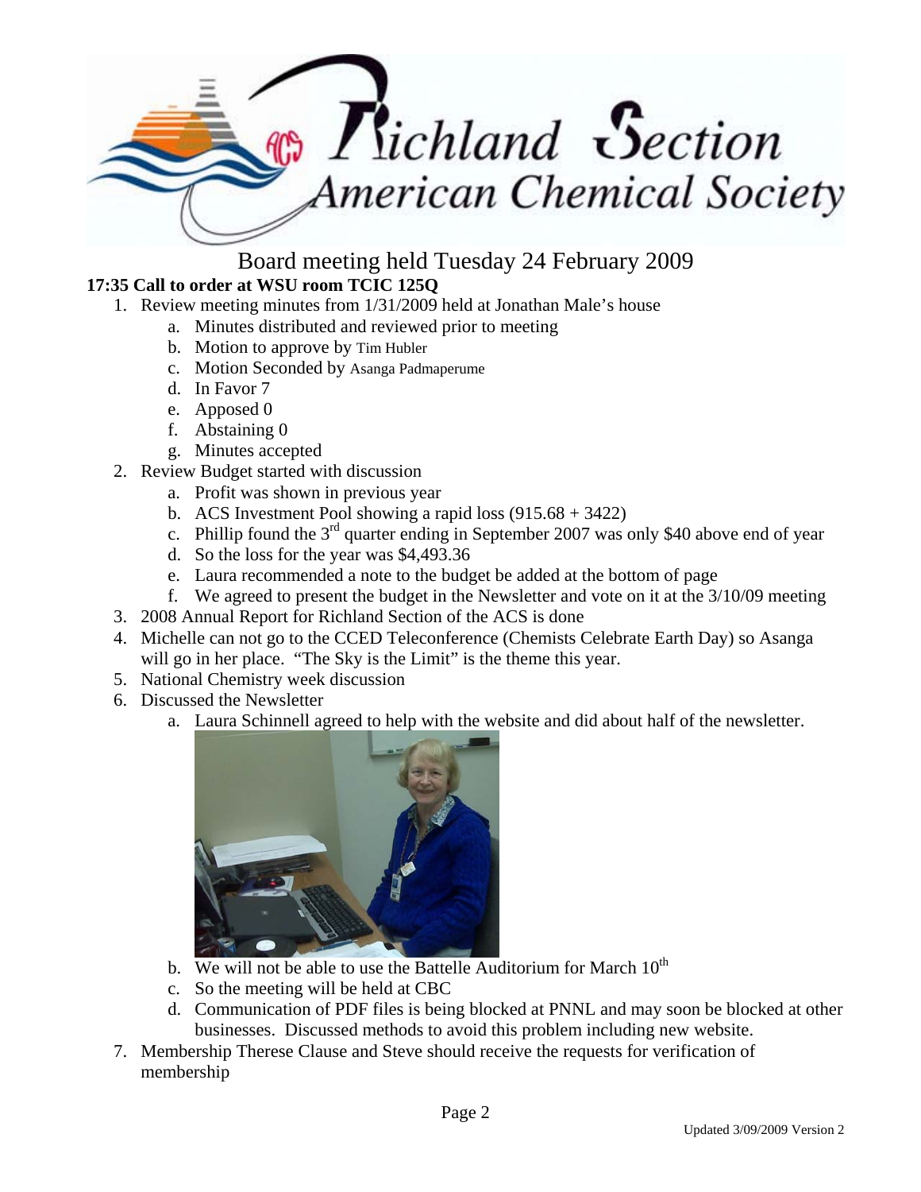# Board meeting held Tuesday 24 February 2009

**17:35 Call to order at WSU room TCIC 125Q**

1. Review meeting minutes from 1/31/2009 held at Jonathan Male's house
   a. Minutes distributed and reviewed prior to meeting
   b. Motion to approve by Tim Hubler
   c. Motion Seconded by Asanga Padmaperume
   d. In Favor 7
   e. Apposed 0
   f. Abstaining 0
   g. Minutes accepted
2. Review Budget started with discussion
   a. Profit was shown in previous year
   b. ACS Investment Pool showing a rapid loss (915.68 + 3422)
   c. Phillip found the 3rd quarter ending in September 2007 was only $40 above end of year
   d. So the loss for the year was $4,493.36
   e. Laura recommended a note to the budget be added at the bottom of page
   f. We agreed to present the budget in the Newsletter and vote on it at the 3/10/09 meeting
3. 2008 Annual Report for Richland Section of the ACS is done
4. Michelle can not go to the CCED Teleconference (Chemists Celebrate Earth Day) so Asanga will go in her place. "The Sky is the Limit" is the theme this year.
5. National Chemistry week discussion
6. Discussed the Newsletter
   a. Laura Schinnell agreed to help with the website and did about half of the newsletter.
   b. We will not be able to use the Battelle Auditorium for March 10th
   c. So the meeting will be held at CBC
   d. Communication of PDF files is being blocked at PNNL and may soon be blocked at other businesses. Discussed methods to avoid this problem including new website.
7. Membership Therese Clause and Steve should receive the requests for verification of membership

Updated 3/09/2009 Version 2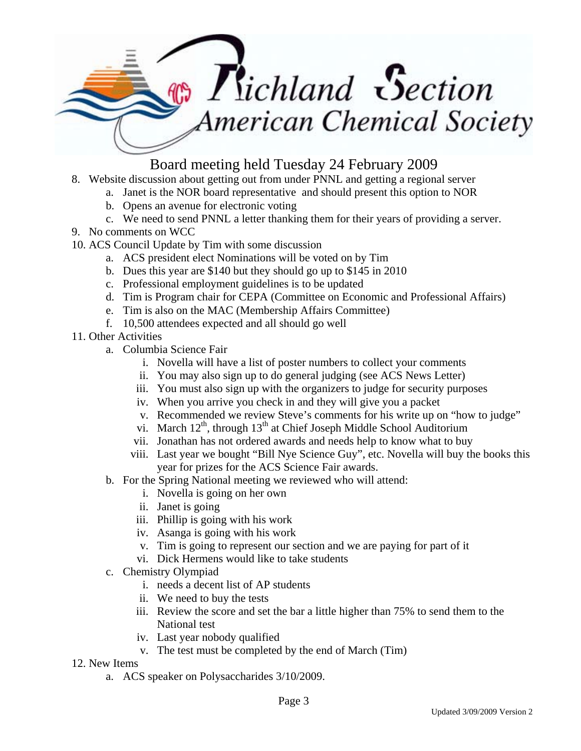# Richland Section American Chemical Society

## Board meeting held Tuesday 24 February 2009

8. Website discussion about getting out from under PNNL and getting a regional server
   a. Janet is the NOR board representative and should present this option to NOR
   b. Opens an avenue for electronic voting
   c. We need to send PNNL a letter thanking them for their years of providing a server.
9. No comments on WCC
10. ACS Council Update by Tim with some discussion
    a. ACS president elect Nominations will be voted on by Tim
    b. Dues this year are $140 but they should go up to $145 in 2010
    c. Professional employment guidelines is to be updated
    d. Tim is Program chair for CEPA (Committee on Economic and Professional Affairs)
    e. Tim is also on the MAC (Membership Affairs Committee)
    f. 10,500 attendees expected and all should go well
11. Other Activities
    a. Columbia Science Fair
       i. Novella will have a list of poster numbers to collect your comments
       ii. You may also sign up to do general judging (see ACS News Letter)
       iii. You must also sign up with the organizers to judge for security purposes
       iv. When you arrive you check in and they will give you a packet
       v. Recommended we review Steve's comments for his write up on "how to judge"
       vi. March 12th, through 13th at Chief Joseph Middle School Auditorium
       vii. Jonathan has not ordered awards and needs help to know what to buy
       viii. Last year we bought "Bill Nye Science Guy", etc. Novella will buy the books this year for prizes for the ACS Science Fair awards.
    b. For the Spring National meeting we reviewed who will attend:
       i. Novella is going on her own
       ii. Janet is going
       iii. Phillip is going with his work
       iv. Asanga is going with his work
       v. Tim is going to represent our section and we are paying for part of it
       vi. Dick Hermens would like to take students
    c. Chemistry Olympiad
       i. needs a decent list of AP students
       ii. We need to buy the tests
       iii. Review the score and set the bar a little higher than 75% to send them to the National test
       iv. Last year nobody qualified
       v. The test must be completed by the end of March (Tim)
12. New Items
    a. ACS speaker on Polysaccharides 3/10/2009.

Updated 3/09/2009 Version 2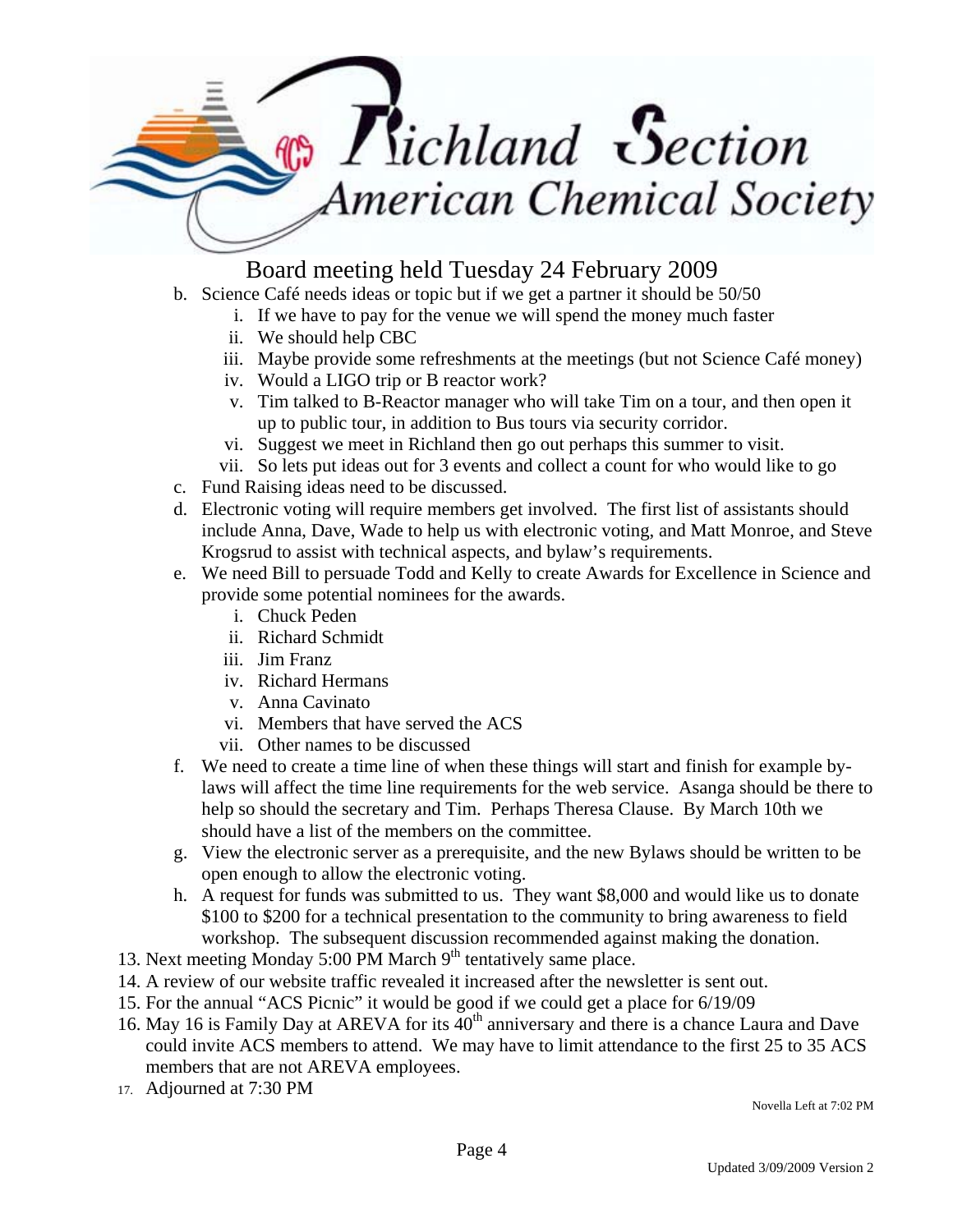# Richland Section American Chemical Society

## Board meeting held Tuesday 24 February 2009

b. Science Café needs ideas or topic but if we get a partner it should be 50/50
   i. If we have to pay for the venue we will spend the money much faster
   ii. We should help CBC
   iii. Maybe provide some refreshments at the meetings (but not Science Café money)
   iv. Would a LIGO trip or B reactor work?
   v. Tim talked to B-Reactor manager who will take Tim on a tour, and then open it up to public tour, in addition to Bus tours via security corridor.
   vi. Suggest we meet in Richland then go out perhaps this summer to visit.
   vii. So lets put ideas out for 3 events and collect a count for who would like to go

c. Fund Raising ideas need to be discussed.

d. Electronic voting will require members get involved. The first list of assistants should include Anna, Dave, Wade to help us with electronic voting, and Matt Monroe, and Steve Krogsrud to assist with technical aspects, and bylaw's requirements.

e. We need Bill to persuade Todd and Kelly to create Awards for Excellence in Science and provide some potential nominees for the awards.
   i. Chuck Peden
   ii. Richard Schmidt
   iii. Jim Franz
   iv. Richard Hermans
   v. Anna Cavinato
   vi. Members that have served the ACS
   vii. Other names to be discussed

f. We need to create a time line of when these things will start and finish for example by-laws will affect the time line requirements for the web service. Asanga should be there to help so should the secretary and Tim. Perhaps Theresa Clause. By March 10th we should have a list of the members on the committee.

g. View the electronic server as a prerequisite, and the new Bylaws should be written to be open enough to allow the electronic voting.

h. A request for funds was submitted to us. They want $8,000 and would like us to donate $100 to $200 for a technical presentation to the community to bring awareness to field workshop. The subsequent discussion recommended against making the donation.

13. Next meeting Monday 5:00 PM March 9th tentatively same place.
14. A review of our website traffic revealed it increased after the newsletter is sent out.
15. For the annual "ACS Picnic" it would be good if we could get a place for 6/19/09
16. May 16 is Family Day at AREVA for its 40th anniversary and there is a chance Laura and Dave could invite ACS members to attend. We may have to limit attendance to the first 25 to 35 ACS members that are not AREVA employees.
17. Adjourned at 7:30 PM

Novella Left at 7:02 PM

Updated 3/09/2009 Version 2